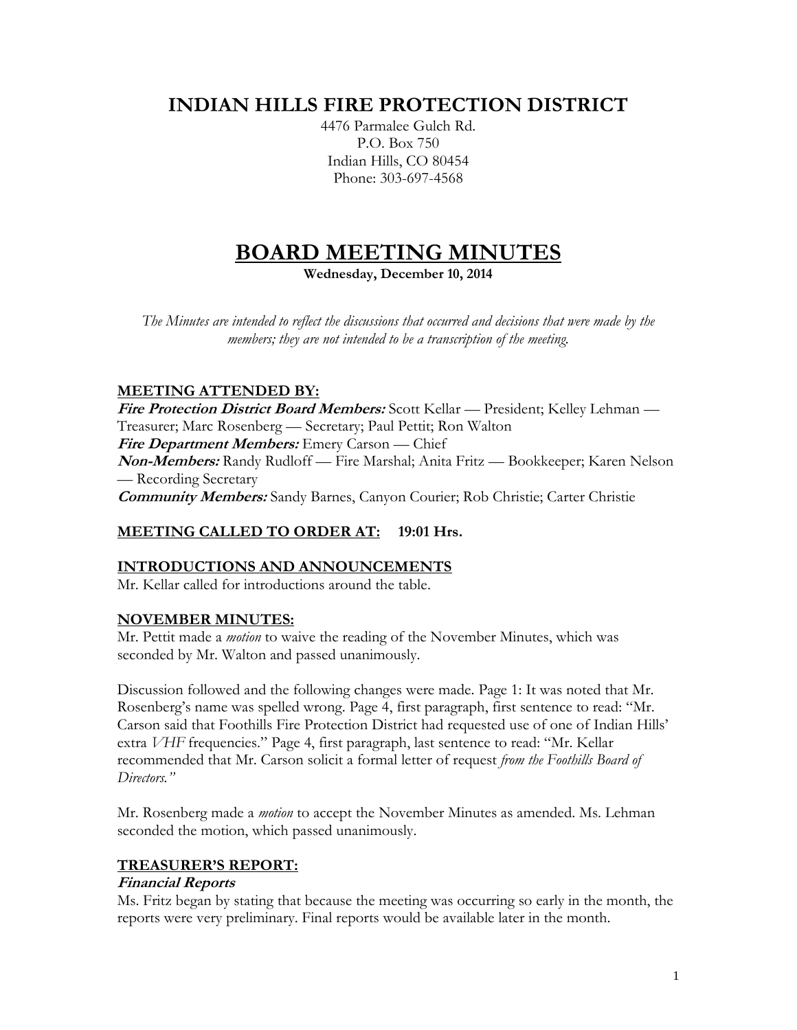# INDIAN HILLS FIRE PROTECTION DISTRICT

4476 Parmalee Gulch Rd.
P.O. Box 750
Indian Hills, CO 80454
Phone: 303-697-4568

# BOARD MEETING MINUTES

**Wednesday, December 10, 2014**

*The Minutes are intended to reflect the discussions that occurred and decisions that were made by the members; they are not intended to be a transcription of the meeting.*

## MEETING ATTENDED BY:

***Fire Protection District Board Members:*** Scott Kellar — President; Kelley Lehman — Treasurer; Marc Rosenberg — Secretary; Paul Pettit; Ron Walton
***Fire Department Members:*** Emery Carson — Chief
***Non-Members:*** Randy Rudloff — Fire Marshal; Anita Fritz — Bookkeeper; Karen Nelson — Recording Secretary
***Community Members:*** Sandy Barnes, Canyon Courier; Rob Christie; Carter Christie

## MEETING CALLED TO ORDER AT: 19:01 Hrs.

## INTRODUCTIONS AND ANNOUNCEMENTS

Mr. Kellar called for introductions around the table.

## NOVEMBER MINUTES:

Mr. Pettit made a *motion* to waive the reading of the November Minutes, which was seconded by Mr. Walton and passed unanimously.

Discussion followed and the following changes were made. Page 1: It was noted that Mr. Rosenberg's name was spelled wrong. Page 4, first paragraph, first sentence to read: "Mr. Carson said that Foothills Fire Protection District had requested use of one of Indian Hills' extra *VHF* frequencies." Page 4, first paragraph, last sentence to read: "Mr. Kellar recommended that Mr. Carson solicit a formal letter of request *from the Foothills Board of Directors."*

Mr. Rosenberg made a *motion* to accept the November Minutes as amended. Ms. Lehman seconded the motion, which passed unanimously.

## TREASURER'S REPORT:

### *Financial Reports*

Ms. Fritz began by stating that because the meeting was occurring so early in the month, the reports were very preliminary. Final reports would be available later in the month.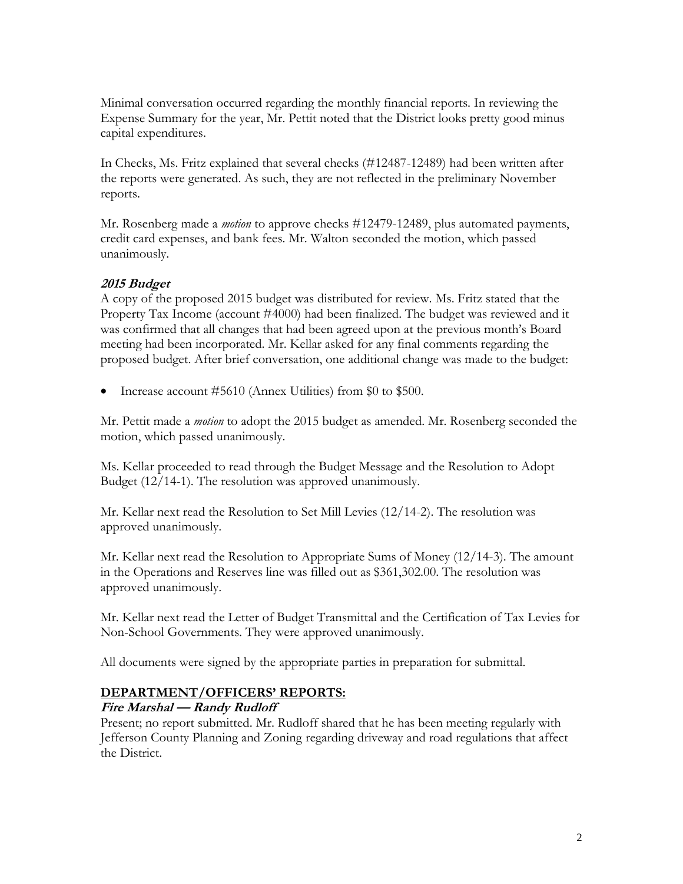Minimal conversation occurred regarding the monthly financial reports. In reviewing the Expense Summary for the year, Mr. Pettit noted that the District looks pretty good minus capital expenditures.

In Checks, Ms. Fritz explained that several checks (#12487-12489) had been written after the reports were generated. As such, they are not reflected in the preliminary November reports.

Mr. Rosenberg made a *motion* to approve checks #12479-12489, plus automated payments, credit card expenses, and bank fees. Mr. Walton seconded the motion, which passed unanimously.

***2015 Budget***

A copy of the proposed 2015 budget was distributed for review. Ms. Fritz stated that the Property Tax Income (account #4000) had been finalized. The budget was reviewed and it was confirmed that all changes that had been agreed upon at the previous month's Board meeting had been incorporated. Mr. Kellar asked for any final comments regarding the proposed budget. After brief conversation, one additional change was made to the budget:

- Increase account #5610 (Annex Utilities) from $0 to $500.

Mr. Pettit made a *motion* to adopt the 2015 budget as amended. Mr. Rosenberg seconded the motion, which passed unanimously.

Ms. Kellar proceeded to read through the Budget Message and the Resolution to Adopt Budget (12/14-1). The resolution was approved unanimously.

Mr. Kellar next read the Resolution to Set Mill Levies (12/14-2). The resolution was approved unanimously.

Mr. Kellar next read the Resolution to Appropriate Sums of Money (12/14-3). The amount in the Operations and Reserves line was filled out as $361,302.00. The resolution was approved unanimously.

Mr. Kellar next read the Letter of Budget Transmittal and the Certification of Tax Levies for Non-School Governments. They were approved unanimously.

All documents were signed by the appropriate parties in preparation for submittal.

## DEPARTMENT/OFFICERS' REPORTS:

***Fire Marshal — Randy Rudloff***

Present; no report submitted. Mr. Rudloff shared that he has been meeting regularly with Jefferson County Planning and Zoning regarding driveway and road regulations that affect the District.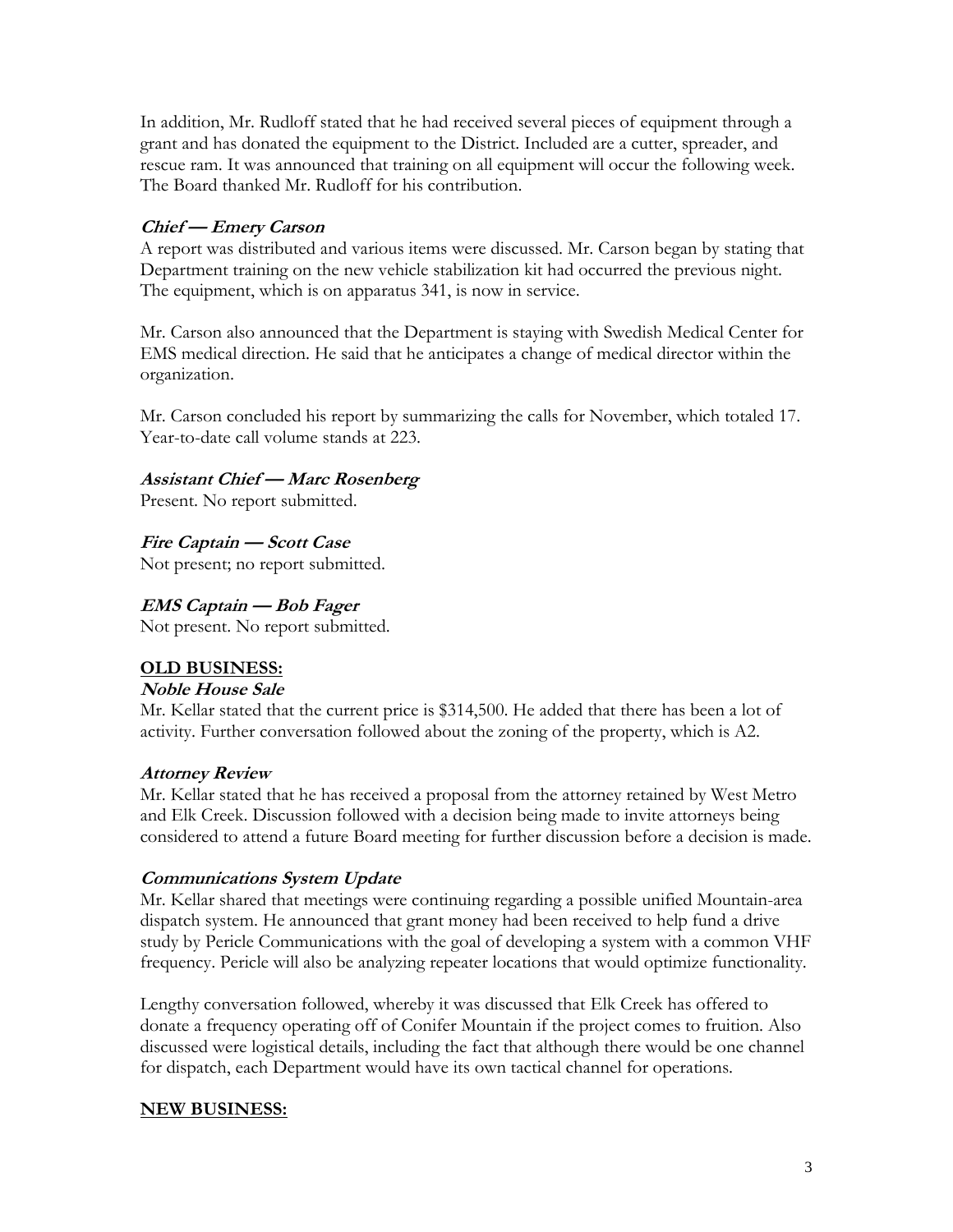In addition, Mr. Rudloff stated that he had received several pieces of equipment through a grant and has donated the equipment to the District. Included are a cutter, spreader, and rescue ram. It was announced that training on all equipment will occur the following week. The Board thanked Mr. Rudloff for his contribution.

***Chief — Emery Carson***

A report was distributed and various items were discussed. Mr. Carson began by stating that Department training on the new vehicle stabilization kit had occurred the previous night. The equipment, which is on apparatus 341, is now in service.

Mr. Carson also announced that the Department is staying with Swedish Medical Center for EMS medical direction. He said that he anticipates a change of medical director within the organization.

Mr. Carson concluded his report by summarizing the calls for November, which totaled 17. Year-to-date call volume stands at 223.

***Assistant Chief — Marc Rosenberg***

Present. No report submitted.

***Fire Captain — Scott Case***

Not present; no report submitted.

***EMS Captain — Bob Fager***

Not present. No report submitted.

## OLD BUSINESS:

***Noble House Sale***

Mr. Kellar stated that the current price is $314,500. He added that there has been a lot of activity. Further conversation followed about the zoning of the property, which is A2.

***Attorney Review***

Mr. Kellar stated that he has received a proposal from the attorney retained by West Metro and Elk Creek. Discussion followed with a decision being made to invite attorneys being considered to attend a future Board meeting for further discussion before a decision is made.

***Communications System Update***

Mr. Kellar shared that meetings were continuing regarding a possible unified Mountain-area dispatch system. He announced that grant money had been received to help fund a drive study by Pericle Communications with the goal of developing a system with a common VHF frequency. Pericle will also be analyzing repeater locations that would optimize functionality.

Lengthy conversation followed, whereby it was discussed that Elk Creek has offered to donate a frequency operating off of Conifer Mountain if the project comes to fruition. Also discussed were logistical details, including the fact that although there would be one channel for dispatch, each Department would have its own tactical channel for operations.

## NEW BUSINESS: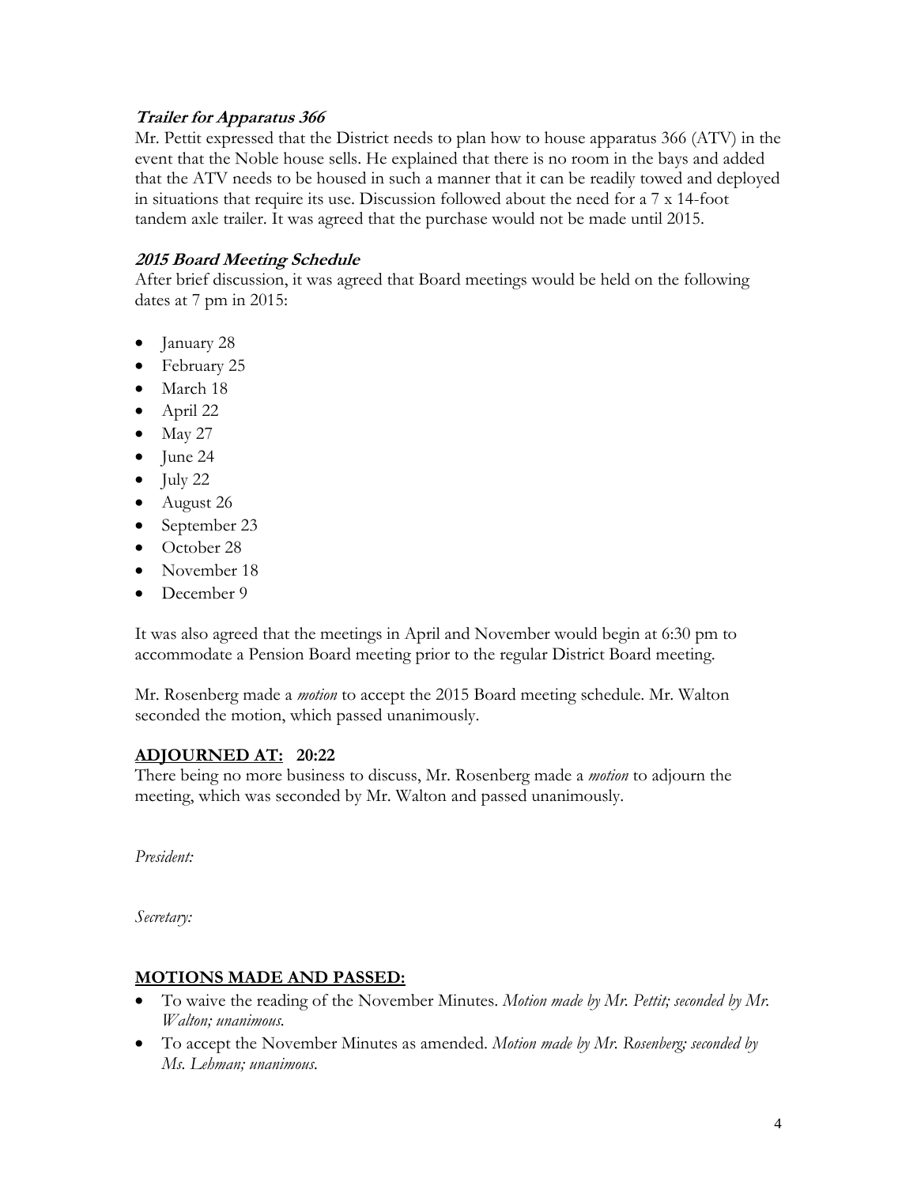### *Trailer for Apparatus 366*

Mr. Pettit expressed that the District needs to plan how to house apparatus 366 (ATV) in the event that the Noble house sells. He explained that there is no room in the bays and added that the ATV needs to be housed in such a manner that it can be readily towed and deployed in situations that require its use. Discussion followed about the need for a 7 x 14-foot tandem axle trailer. It was agreed that the purchase would not be made until 2015.

### *2015 Board Meeting Schedule*

After brief discussion, it was agreed that Board meetings would be held on the following dates at 7 pm in 2015:

- January 28
- February 25
- March 18
- April 22
- May 27
- June 24
- July 22
- August 26
- September 23
- October 28
- November 18
- December 9

It was also agreed that the meetings in April and November would begin at 6:30 pm to accommodate a Pension Board meeting prior to the regular District Board meeting.

Mr. Rosenberg made a *motion* to accept the 2015 Board meeting schedule. Mr. Walton seconded the motion, which passed unanimously.

## **ADJOURNED AT: 20:22**

There being no more business to discuss, Mr. Rosenberg made a *motion* to adjourn the meeting, which was seconded by Mr. Walton and passed unanimously.

*President:*

*Secretary:*

## **MOTIONS MADE AND PASSED:**

- To waive the reading of the November Minutes. *Motion made by Mr. Pettit; seconded by Mr. Walton; unanimous.*
- To accept the November Minutes as amended. *Motion made by Mr. Rosenberg; seconded by Ms. Lehman; unanimous.*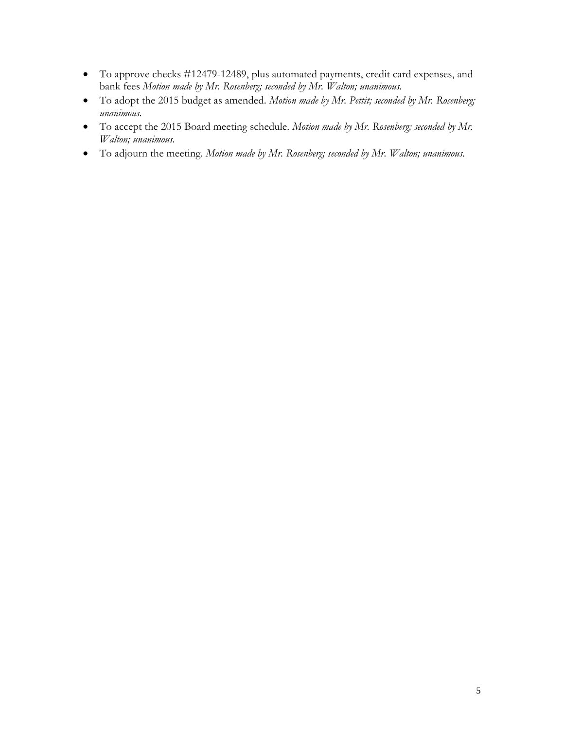- To approve checks #12479-12489, plus automated payments, credit card expenses, and bank fees *Motion made by Mr. Rosenberg; seconded by Mr. Walton; unanimous.*
- To adopt the 2015 budget as amended. *Motion made by Mr. Pettit; seconded by Mr. Rosenberg; unanimous.*
- To accept the 2015 Board meeting schedule. *Motion made by Mr. Rosenberg; seconded by Mr. Walton; unanimous.*
- To adjourn the meeting. *Motion made by Mr. Rosenberg; seconded by Mr. Walton; unanimous.*